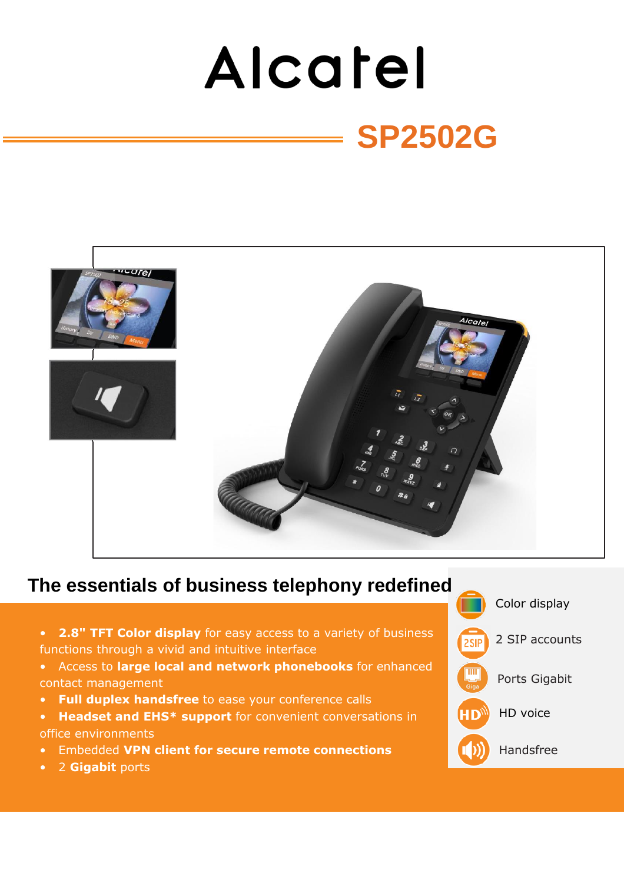# Alcatel

## SP2502G

## The essentials of business telephony redefined

- **2.8" TFT Color display** for easy access to a variety of business functions through a vivid and intuitive interface
- Access to **large local and network phonebooks** for enhanced contact management
- **Full duplex handsfree** to ease your conference calls
- **Headset and EHS* support** for convenient conversations in office environments
- Embedded **VPN client for secure remote connections**
- 2 **Gigabit** ports

Color display

2 SIP accounts

Ports Gigabit

HD voice

Handsfree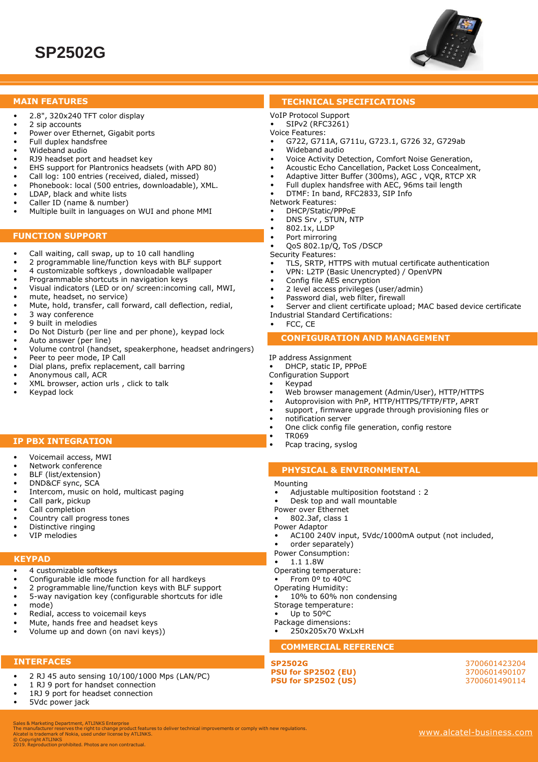# SP2502G

## MAIN FEATURES

- 2.8", 320x240 TFT color display
- 2 sip accounts
- Power over Ethernet, Gigabit ports
- Full duplex handsfree
- Wideband audio
- RJ9 headset port and headset key
- EHS support for Plantronics headsets (with APD 80)
- Call log: 100 entries (received, dialed, missed)
- Phonebook: local (500 entries, downloadable), XML.
- LDAP, black and white lists
- Caller ID (name & number)
- Multiple built in languages on WUI and phone MMI

## FUNCTION SUPPORT

- Call waiting, call swap, up to 10 call handling
- 2 programmable line/function keys with BLF support
- 4 customizable softkeys , downloadable wallpaper
- Programmable shortcuts in navigation keys
- Visual indicators (LED or on/ screen:incoming call, MWI,
- mute, headset, no service)
- Mute, hold, transfer, call forward, call deflection, redial,
- 3 way conference
- 9 built in melodies
- Do Not Disturb (per line and per phone), keypad lock
- Auto answer (per line)
- Volume control (handset, speakerphone, headset andringers)
- Peer to peer mode, IP Call
- Dial plans, prefix replacement, call barring
- Anonymous call, ACR
- XML browser, action urls , click to talk
- Keypad lock

## IP PBX INTEGRATION

- Voicemail access, MWI
- Network conference
- BLF (list/extension)
- DND&CF sync, SCA
- Intercom, music on hold, multicast paging
- Call park, pickup
- Call completion
- Country call progress tones
- Distinctive ringing
- VIP melodies

## KEYPAD

- 4 customizable softkeys
- Configurable idle mode function for all hardkeys
- 2 programmable line/function keys with BLF support
- 5-way navigation key (configurable shortcuts for idle
- mode)
- Redial, access to voicemail keys
- Mute, hands free and headset keys
- Volume up and down (on navi keys))

## INTERFACES

- 2 RJ 45 auto sensing 10/100/1000 Mps (LAN/PC)
- 1 RJ 9 port for handset connection
- 1RJ 9 port for headset connection
- 5Vdc power jack

## TECHNICAL SPECIFICATIONS

VoIP Protocol Support
- SIPv2 (RFC3261)

Voice Features:
- G722, G711A, G711u, G723.1, G726 32, G729ab
- Wideband audio
- Voice Activity Detection, Comfort Noise Generation,
- Acoustic Echo Cancellation, Packet Loss Concealment,
- Adaptive Jitter Buffer (300ms), AGC , VQR, RTCP XR
- Full duplex handsfree with AEC, 96ms tail length
- DTMF: In band, RFC2833, SIP Info

Network Features:
- DHCP/Static/PPPoE
- DNS Srv , STUN, NTP
- 802.1x, LLDP
- Port mirroring
- QoS 802.1p/Q, ToS /DSCP

Security Features:
- TLS, SRTP, HTTPS with mutual certificate authentication
- VPN: L2TP (Basic Unencrypted) / OpenVPN
- Config file AES encryption
- 2 level access privileges (user/admin)
- Password dial, web filter, firewall
- Server and client certificate upload; MAC based device certificate

Industrial Standard Certifications:
- FCC, CE

## CONFIGURATION AND MANAGEMENT

IP address Assignment
- DHCP, static IP, PPPoE

Configuration Support
- Keypad
- Web browser management (Admin/User), HTTP/HTTPS
- Autoprovision with PnP, HTTP/HTTPS/TFTP/FTP, APRT
- support , firmware upgrade through provisioning files or
- notification server
- One click config file generation, config restore
- TR069
- Pcap tracing, syslog

## PHYSICAL & ENVIRONMENTAL

Mounting
- Adjustable multiposition footstand : 2
- Desk top and wall mountable

Power over Ethernet
- 802.3af, class 1

Power Adaptor
- AC100 240V input, 5Vdc/1000mA output (not included,
- order separately)

Power Consumption:
- 1.1 1.8W

Operating temperature:
- From 0º to 40ºC

Operating Humidity:
- 10% to 60% non condensing

Storage temperature:
- Up to 50ºC

Package dimensions:
- 250x205x70 WxLxH

## COMMERCIAL REFERENCE

| | |
|---|---|
| **SP2502G** | 3700601423204 |
| **PSU for SP2502 (EU)** | 3700601490107 |
| **PSU for SP2502 (US)** | 3700601490114 |

Sales & Marketing Department, ATLINKS Enterprise
The manufacturer reserves the right to change product features to deliver technical improvements or comply with new regulations.
Alcatel is trademark of Nokia, used under license by ATLINKS.
© Copyright ATLINKS
2019. Reproduction prohibited. Photos are non contractual.

www.alcatel-business.com